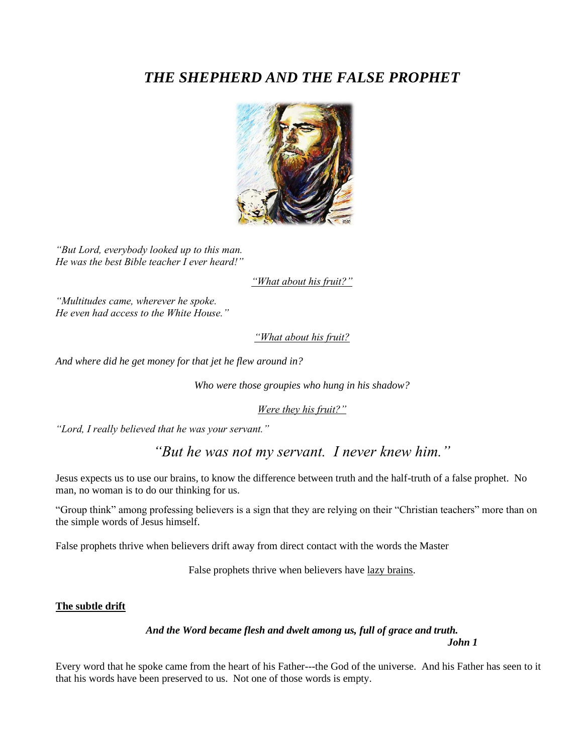# ***THE SHEPHERD AND THE FALSE PROPHET***

*"But Lord, everybody looked up to this man.*
*He was the best Bible teacher I ever heard!"*

*"What about his fruit?"*

*"Multitudes came, wherever he spoke.*
*He even had access to the White House."*

*"What about his fruit?*

*And where did he get money for that jet he flew around in?*

*Who were those groupies who hung in his shadow?*

*Were they his fruit?"*

*"Lord, I really believed that he was your servant."*

*"But he was not my servant. I never knew him."*

Jesus expects us to use our brains, to know the difference between truth and the half-truth of a false prophet. No man, no woman is to do our thinking for us.

"Group think" among professing believers is a sign that they are relying on their "Christian teachers" more than on the simple words of Jesus himself.

False prophets thrive when believers drift away from direct contact with the words the Master

False prophets thrive when believers have lazy brains.

**The subtle drift**

***And the Word became flesh and dwelt among us, full of grace and truth.***
***John 1***

Every word that he spoke came from the heart of his Father---the God of the universe. And his Father has seen to it that his words have been preserved to us. Not one of those words is empty.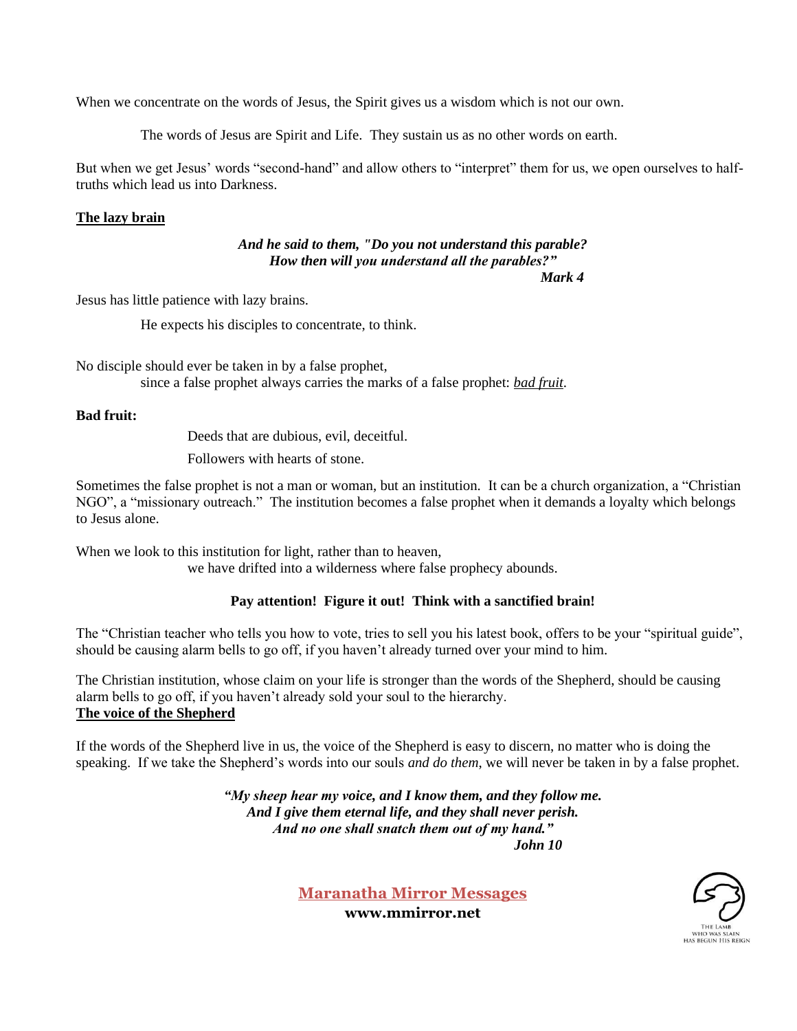When we concentrate on the words of Jesus, the Spirit gives us a wisdom which is not our own.

The words of Jesus are Spirit and Life. They sustain us as no other words on earth.

But when we get Jesus' words "second-hand" and allow others to "interpret" them for us, we open ourselves to half-truths which lead us into Darkness.

**The lazy brain**

***And he said to them, "Do you not understand this parable?***
***How then will you understand all the parables?"***
***Mark 4***

Jesus has little patience with lazy brains.

He expects his disciples to concentrate, to think.

No disciple should ever be taken in by a false prophet,
since a false prophet always carries the marks of a false prophet: *bad fruit*.

**Bad fruit:**

Deeds that are dubious, evil, deceitful.

Followers with hearts of stone.

Sometimes the false prophet is not a man or woman, but an institution. It can be a church organization, a "Christian NGO", a "missionary outreach." The institution becomes a false prophet when it demands a loyalty which belongs to Jesus alone.

When we look to this institution for light, rather than to heaven,
we have drifted into a wilderness where false prophecy abounds.

**Pay attention! Figure it out! Think with a sanctified brain!**

The "Christian teacher who tells you how to vote, tries to sell you his latest book, offers to be your "spiritual guide", should be causing alarm bells to go off, if you haven't already turned over your mind to him.

The Christian institution, whose claim on your life is stronger than the words of the Shepherd, should be causing alarm bells to go off, if you haven't already sold your soul to the hierarchy.

**The voice of the Shepherd**

If the words of the Shepherd live in us, the voice of the Shepherd is easy to discern, no matter who is doing the speaking. If we take the Shepherd's words into our souls *and do them*, we will never be taken in by a false prophet.

***"My sheep hear my voice, and I know them, and they follow me.***
***And I give them eternal life, and they shall never perish.***
***And no one shall snatch them out of my hand."***
***John 10***

**Maranatha Mirror Messages**
**www.mmirror.net**

THE LAMB WHO WAS SLAIN HAS BEGUN HIS REIGN